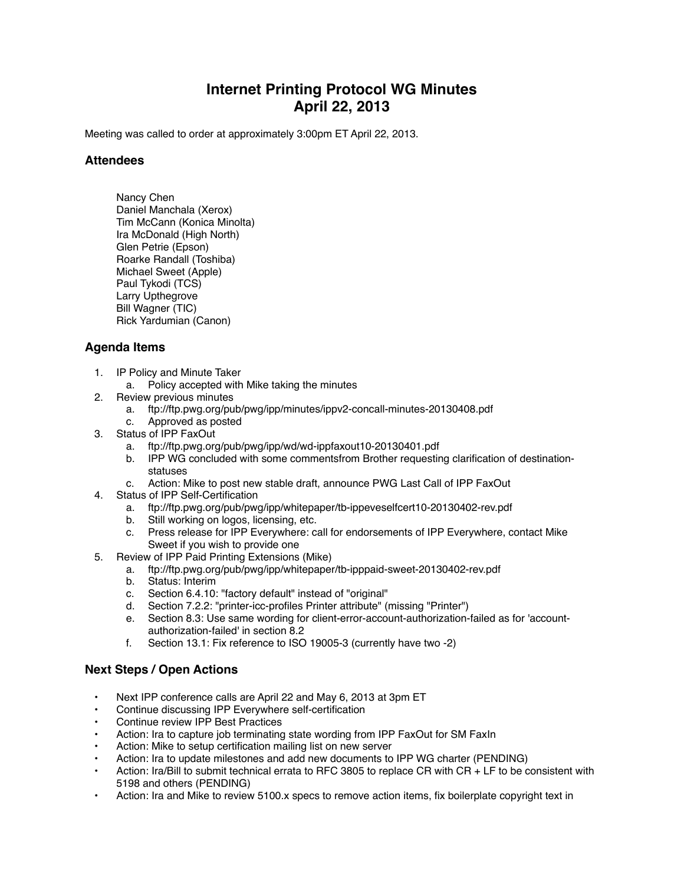# Internet Printing Protocol WG Minutes
# April 22, 2013

Meeting was called to order at approximately 3:00pm ET April 22, 2013.

## Attendees

Nancy Chen
Daniel Manchala (Xerox)
Tim McCann (Konica Minolta)
Ira McDonald (High North)
Glen Petrie (Epson)
Roarke Randall (Toshiba)
Michael Sweet (Apple)
Paul Tykodi (TCS)
Larry Upthegrove
Bill Wagner (TIC)
Rick Yardumian (Canon)

## Agenda Items

1. IP Policy and Minute Taker
   a. Policy accepted with Mike taking the minutes
2. Review previous minutes
   a. ftp://ftp.pwg.org/pub/pwg/ipp/minutes/ippv2-concall-minutes-20130408.pdf
   c. Approved as posted
3. Status of IPP FaxOut
   a. ftp://ftp.pwg.org/pub/pwg/ipp/wd/wd-ippfaxout10-20130401.pdf
   b. IPP WG concluded with some commentsfrom Brother requesting clarification of destination-statuses
   c. Action: Mike to post new stable draft, announce PWG Last Call of IPP FaxOut
4. Status of IPP Self-Certification
   a. ftp://ftp.pwg.org/pub/pwg/ipp/whitepaper/tb-ippeveselfcert10-20130402-rev.pdf
   b. Still working on logos, licensing, etc.
   c. Press release for IPP Everywhere: call for endorsements of IPP Everywhere, contact Mike Sweet if you wish to provide one
5. Review of IPP Paid Printing Extensions (Mike)
   a. ftp://ftp.pwg.org/pub/pwg/ipp/whitepaper/tb-ipppaid-sweet-20130402-rev.pdf
   b. Status: Interim
   c. Section 6.4.10: "factory default" instead of "original"
   d. Section 7.2.2: "printer-icc-profiles Printer attribute" (missing "Printer")
   e. Section 8.3: Use same wording for client-error-account-authorization-failed as for 'account-authorization-failed' in section 8.2
   f. Section 13.1: Fix reference to ISO 19005-3 (currently have two -2)

## Next Steps / Open Actions

- Next IPP conference calls are April 22 and May 6, 2013 at 3pm ET
- Continue discussing IPP Everywhere self-certification
- Continue review IPP Best Practices
- Action: Ira to capture job terminating state wording from IPP FaxOut for SM FaxIn
- Action: Mike to setup certification mailing list on new server
- Action: Ira to update milestones and add new documents to IPP WG charter (PENDING)
- Action: Ira/Bill to submit technical errata to RFC 3805 to replace CR with CR + LF to be consistent with 5198 and others (PENDING)
- Action: Ira and Mike to review 5100.x specs to remove action items, fix boilerplate copyright text in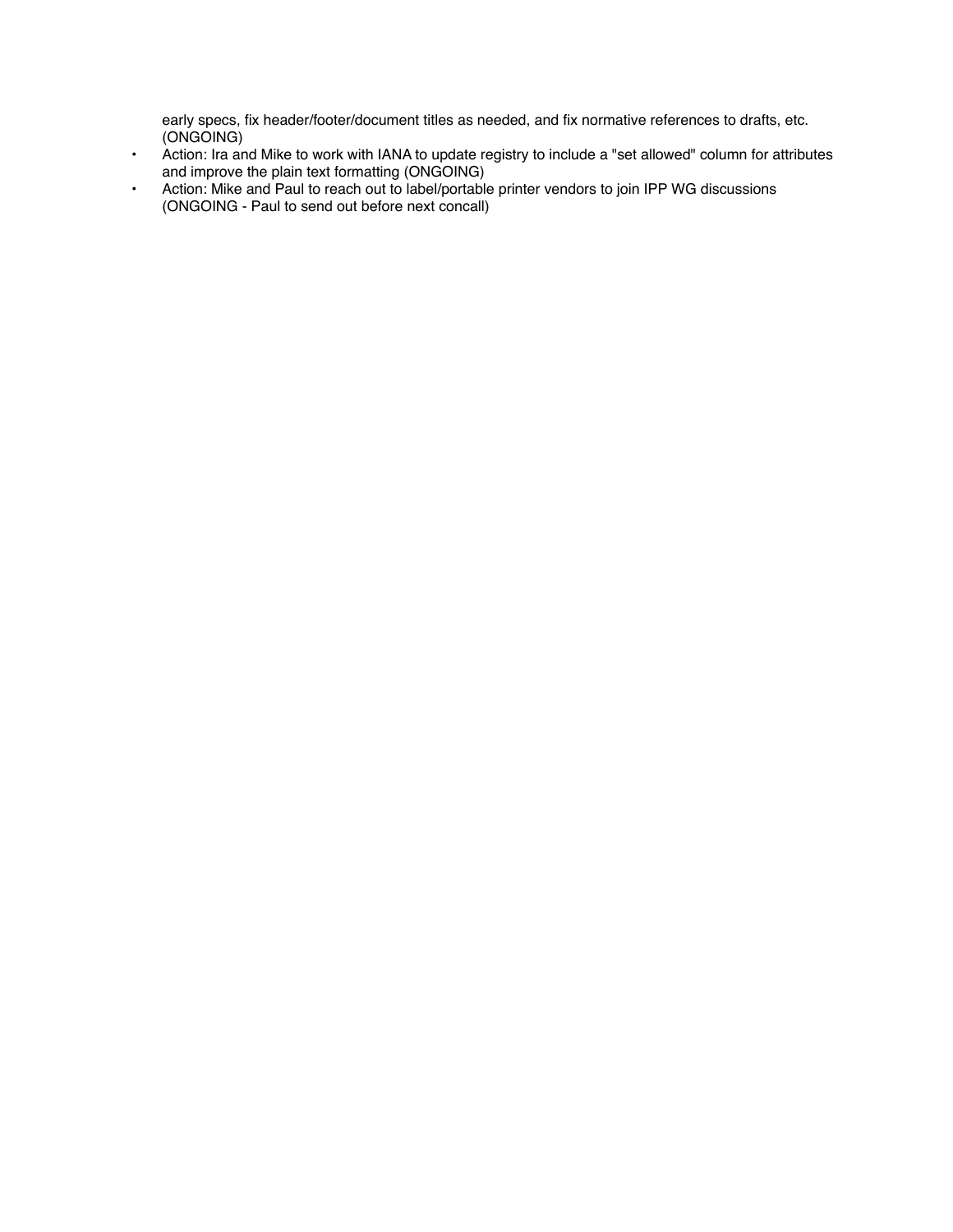early specs, fix header/footer/document titles as needed, and fix normative references to drafts, etc. (ONGOING)

- Action: Ira and Mike to work with IANA to update registry to include a "set allowed" column for attributes and improve the plain text formatting (ONGOING)
- Action: Mike and Paul to reach out to label/portable printer vendors to join IPP WG discussions (ONGOING - Paul to send out before next concall)